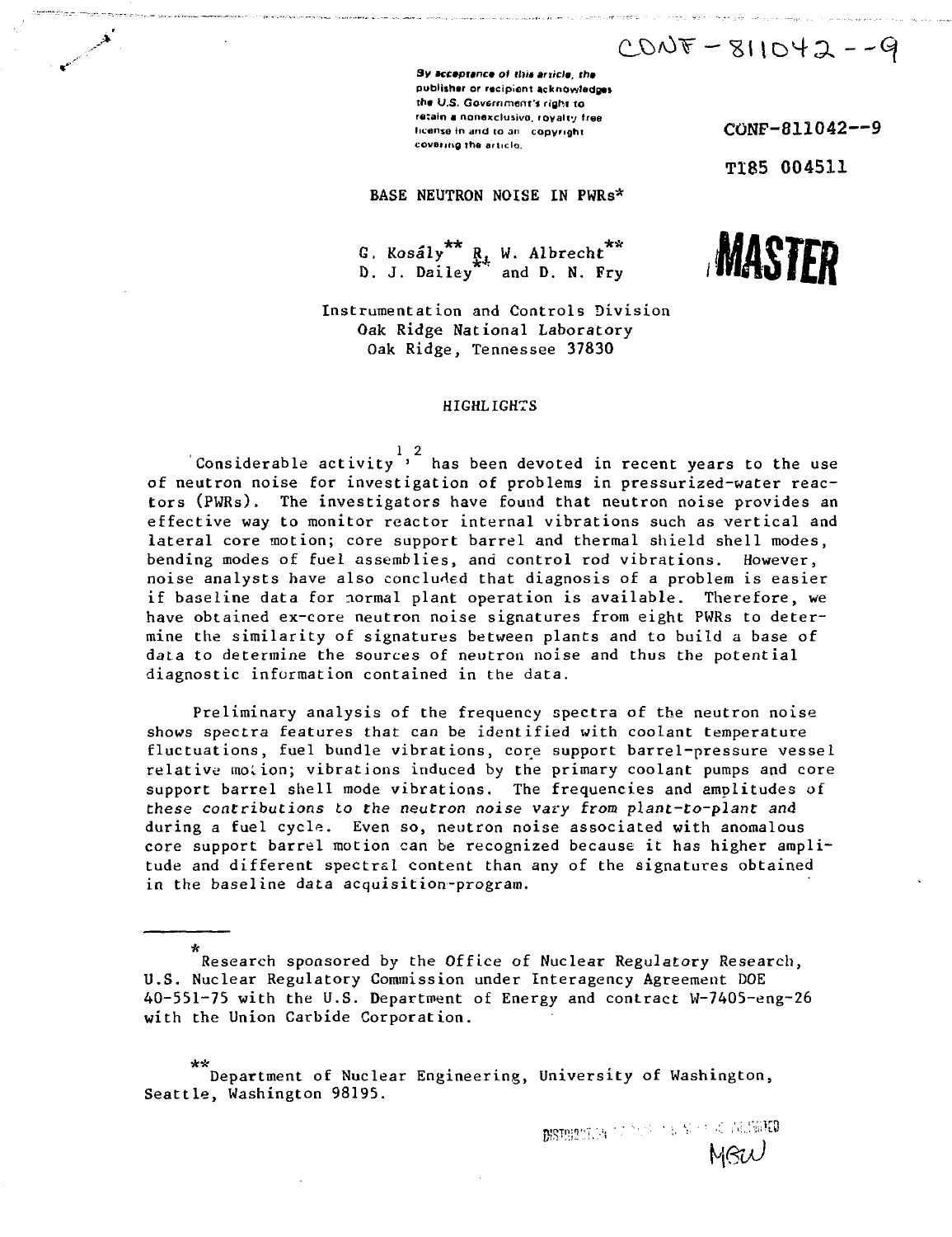CONF-811042--9

By acceptance of this article, the publisher or recipient acknowledges the U.S. Government's right to retain a nonexclusive, royalty free license in and to any copyright covering the article.

CONF-811042--9

TI85 004511

MASTER

# BASE NEUTRON NOISE IN PWRs*

G. Kosály** R. W. Albrecht**
D. J. Dailey** and D. N. Fry

Instrumentation and Controls Division
Oak Ridge National Laboratory
Oak Ridge, Tennessee 37830

## HIGHLIGHTS

Considerable activity[1,2] has been devoted in recent years to the use of neutron noise for investigation of problems in pressurized-water reactors (PWRs). The investigators have found that neutron noise provides an effective way to monitor reactor internal vibrations such as vertical and lateral core motion; core support barrel and thermal shield shell modes, bending modes of fuel assemblies, and control rod vibrations. However, noise analysts have also concluded that diagnosis of a problem is easier if baseline data for normal plant operation is available. Therefore, we have obtained ex-core neutron noise signatures from eight PWRs to determine the similarity of signatures between plants and to build a base of data to determine the sources of neutron noise and thus the potential diagnostic information contained in the data.

Preliminary analysis of the frequency spectra of the neutron noise shows spectra features that can be identified with coolant temperature fluctuations, fuel bundle vibrations, core support barrel-pressure vessel relative motion; vibrations induced by the primary coolant pumps and core support barrel shell mode vibrations. The frequencies and amplitudes of these contributions to the neutron noise vary from plant-to-plant and during a fuel cycle. Even so, neutron noise associated with anomalous core support barrel motion can be recognized because it has higher amplitude and different spectral content than any of the signatures obtained in the baseline data acquisition-program.

---

*Research sponsored by the Office of Nuclear Regulatory Research, U.S. Nuclear Regulatory Commission under Interagency Agreement DOE 40-551-75 with the U.S. Department of Energy and contract W-7405-eng-26 with the Union Carbide Corporation.

**Department of Nuclear Engineering, University of Washington, Seattle, Washington 98195.

DISTRIBUTION OF THIS DOCUMENT IS UNLIMITED

MGW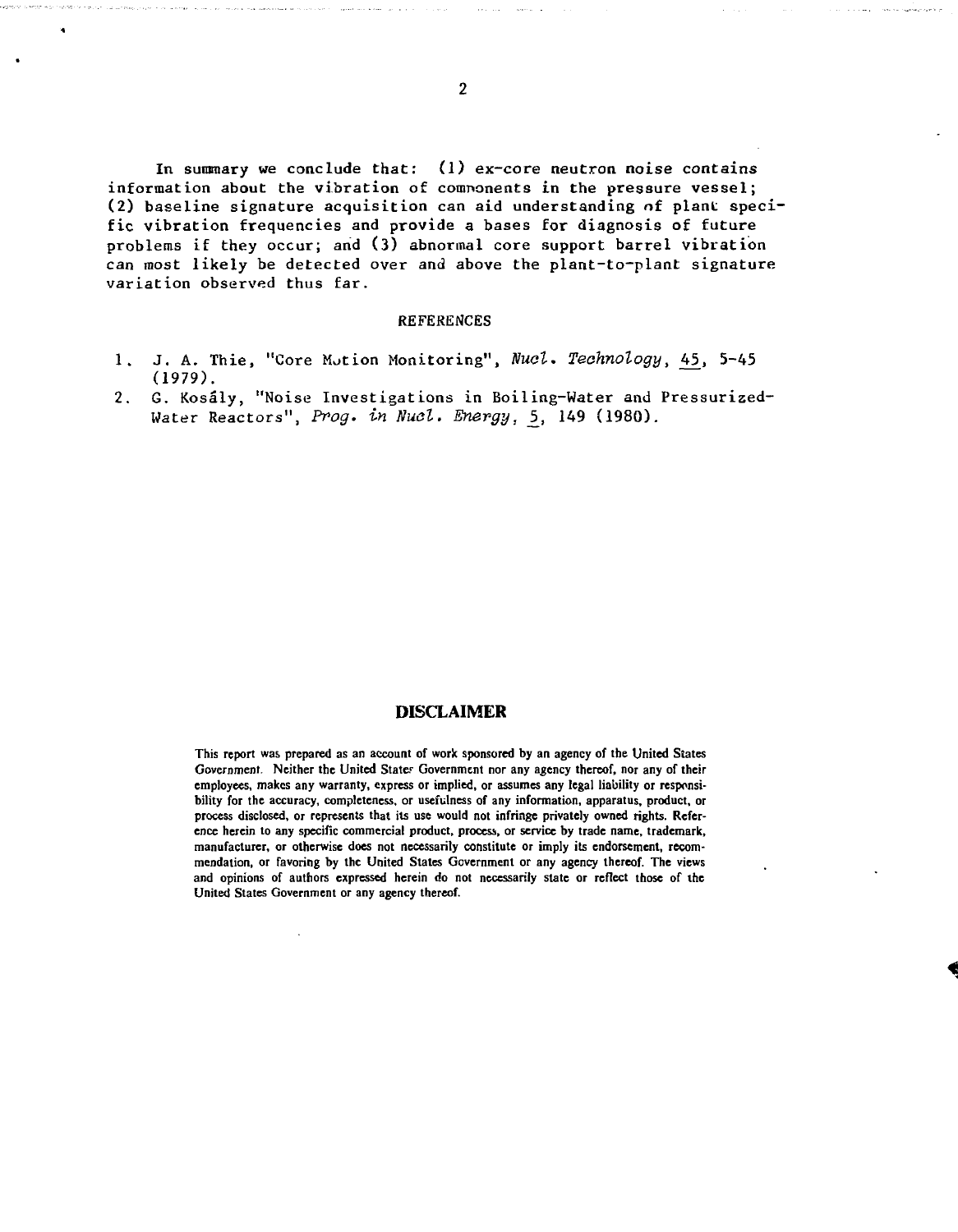In summary we conclude that: (1) ex-core neutron noise contains information about the vibration of components in the pressure vessel; (2) baseline signature acquisition can aid understanding of plant specific vibration frequencies and provide a bases for diagnosis of future problems if they occur; and (3) abnormal core support barrel vibration can most likely be detected over and above the plant-to-plant signature variation observed thus far.

## REFERENCES

1. J. A. Thie, "Core Motion Monitoring", *Nucl. Technology*, 45, 5-45 (1979).
2. G. Kosály, "Noise Investigations in Boiling-Water and Pressurized-Water Reactors", *Prog. in Nucl. Energy*, 5, 149 (1980).

## DISCLAIMER

This report was prepared as an account of work sponsored by an agency of the United States Government. Neither the United States Government nor any agency thereof, nor any of their employees, makes any warranty, express or implied, or assumes any legal liability or responsibility for the accuracy, completeness, or usefulness of any information, apparatus, product, or process disclosed, or represents that its use would not infringe privately owned rights. Reference herein to any specific commercial product, process, or service by trade name, trademark, manufacturer, or otherwise does not necessarily constitute or imply its endorsement, recommendation, or favoring by the United States Government or any agency thereof. The views and opinions of authors expressed herein do not necessarily state or reflect those of the United States Government or any agency thereof.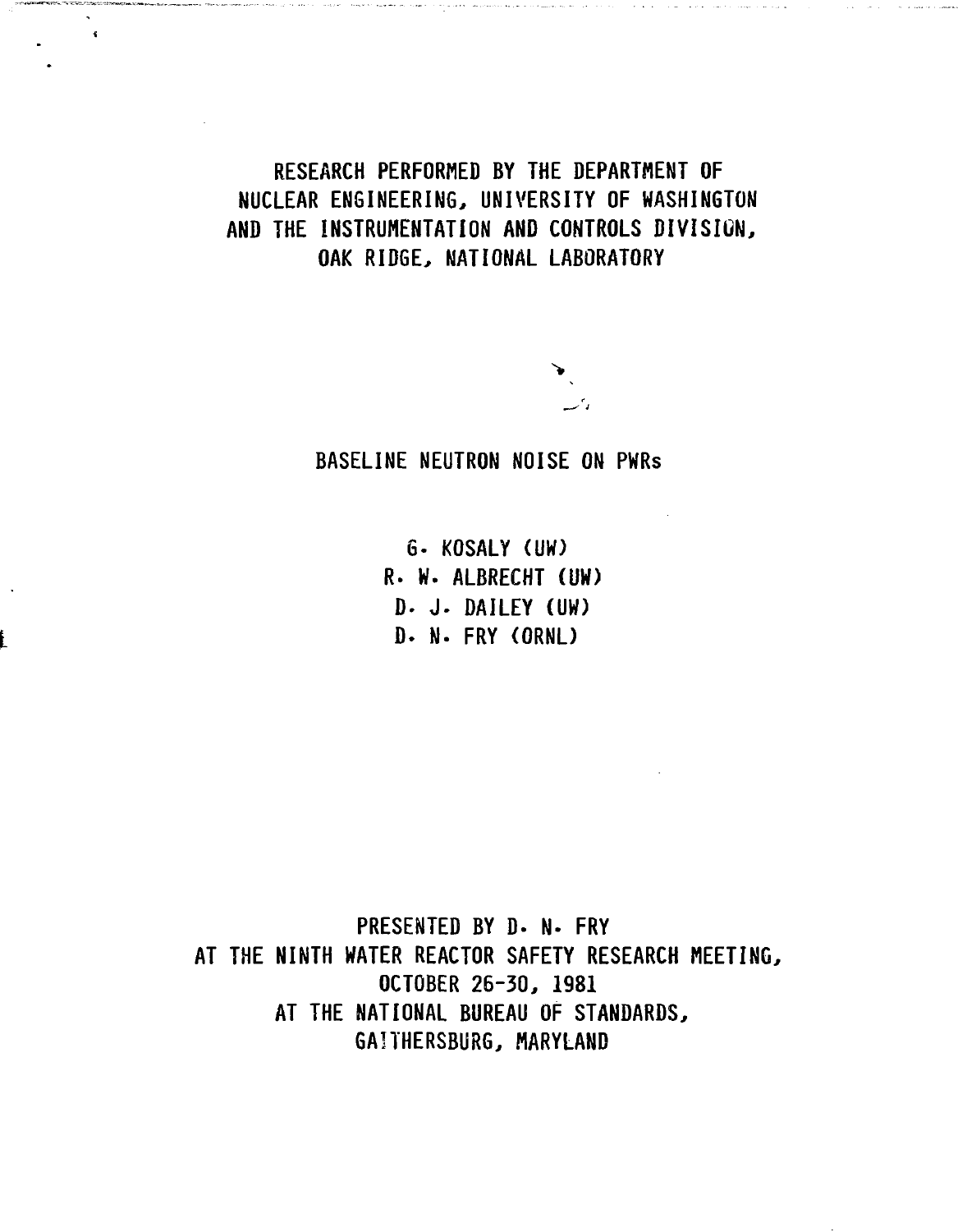RESEARCH PERFORMED BY THE DEPARTMENT OF NUCLEAR ENGINEERING, UNIVERSITY OF WASHINGTON AND THE INSTRUMENTATION AND CONTROLS DIVISION, OAK RIDGE, NATIONAL LABORATORY

# BASELINE NEUTRON NOISE ON PWRs

G. KOSALY (UW)
R. W. ALBRECHT (UW)
D. J. DAILEY (UW)
D. N. FRY (ORNL)

PRESENTED BY D. N. FRY
AT THE NINTH WATER REACTOR SAFETY RESEARCH MEETING,
OCTOBER 26-30, 1981
AT THE NATIONAL BUREAU OF STANDARDS,
GAITHERSBURG, MARYLAND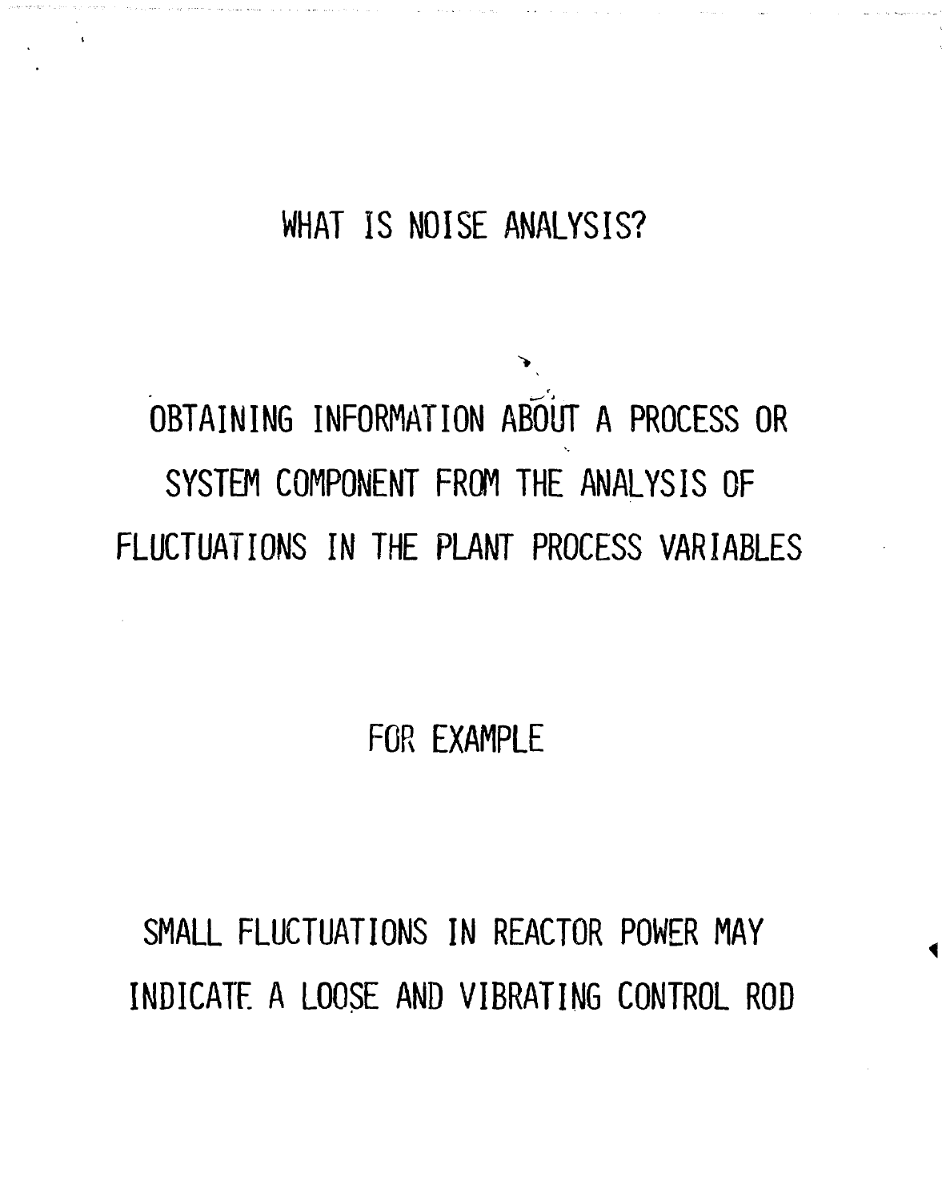# WHAT IS NOISE ANALYSIS?

OBTAINING INFORMATION ABOUT A PROCESS OR SYSTEM COMPONENT FROM THE ANALYSIS OF FLUCTUATIONS IN THE PLANT PROCESS VARIABLES

FOR EXAMPLE

SMALL FLUCTUATIONS IN REACTOR POWER MAY INDICATE A LOOSE AND VIBRATING CONTROL ROD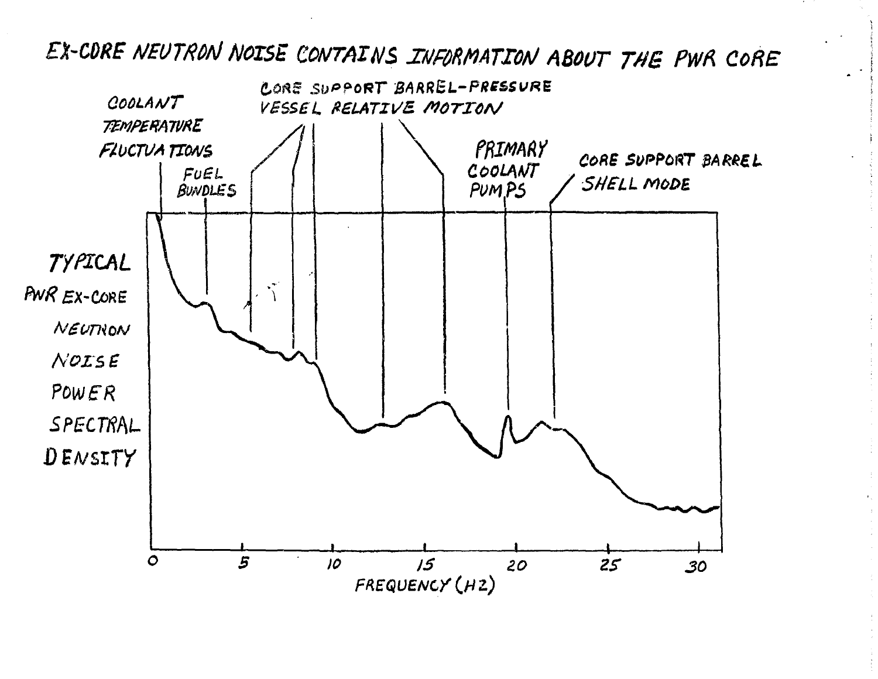# EX-CORE NEUTRON NOISE CONTAINS INFORMATION ABOUT THE PWR CORE

COOLANT TEMPERATURE FLUCTUATIONS

FUEL BUNDLES

CORE SUPPORT BARREL-PRESSURE VESSEL RELATIVE MOTION

PRIMARY COOLANT PUMPS

CORE SUPPORT BARREL SHELL MODE

TYPICAL PWR EX-CORE NEUTRON NOISE POWER SPECTRAL DENSITY

0 5 10 15 20 25 30

FREQUENCY (HZ)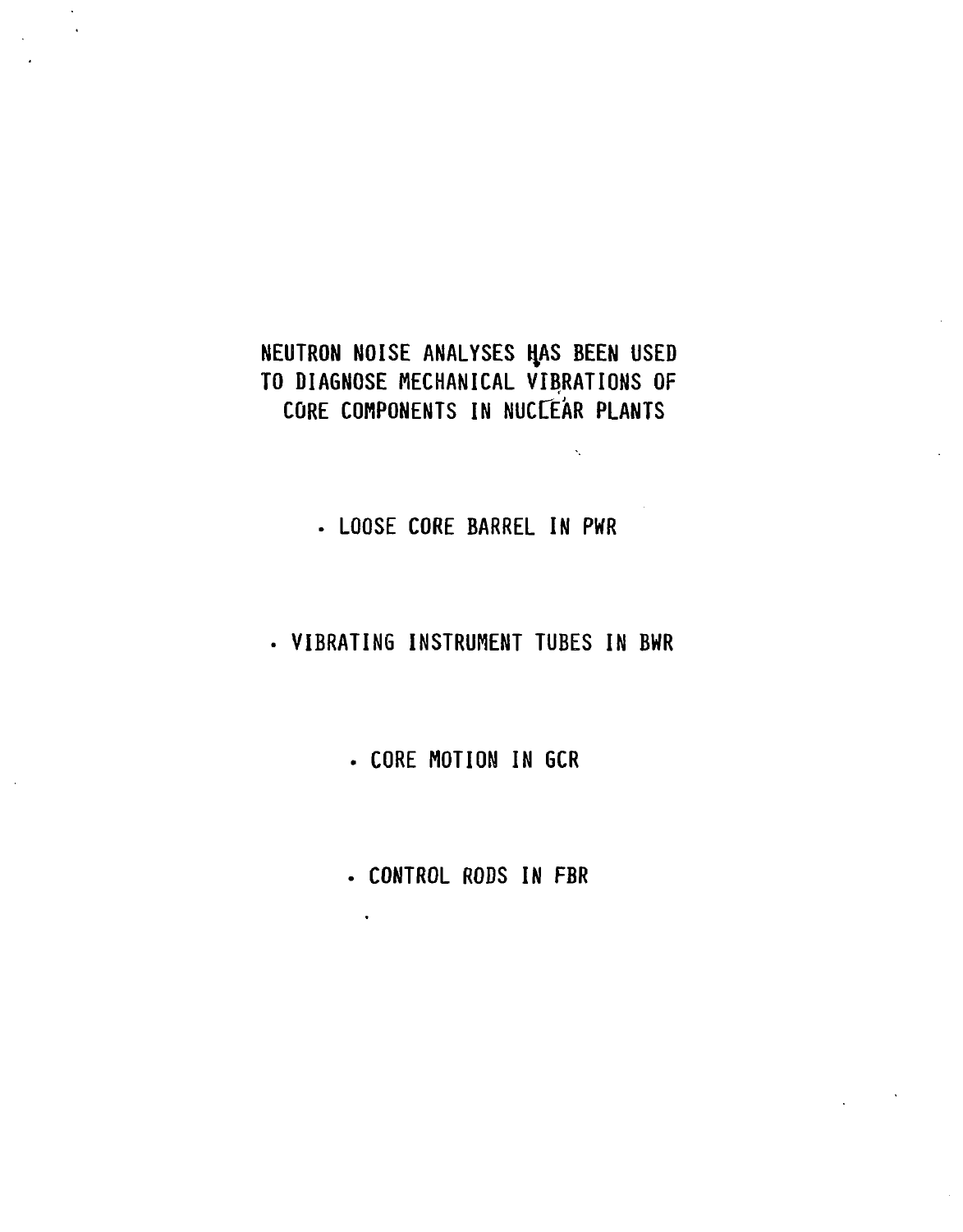NEUTRON NOISE ANALYSES HAS BEEN USED TO DIAGNOSE MECHANICAL VIBRATIONS OF CORE COMPONENTS IN NUCLEAR PLANTS

- LOOSE CORE BARREL IN PWR
- VIBRATING INSTRUMENT TUBES IN BWR
- CORE MOTION IN GCR
- CONTROL RODS IN FBR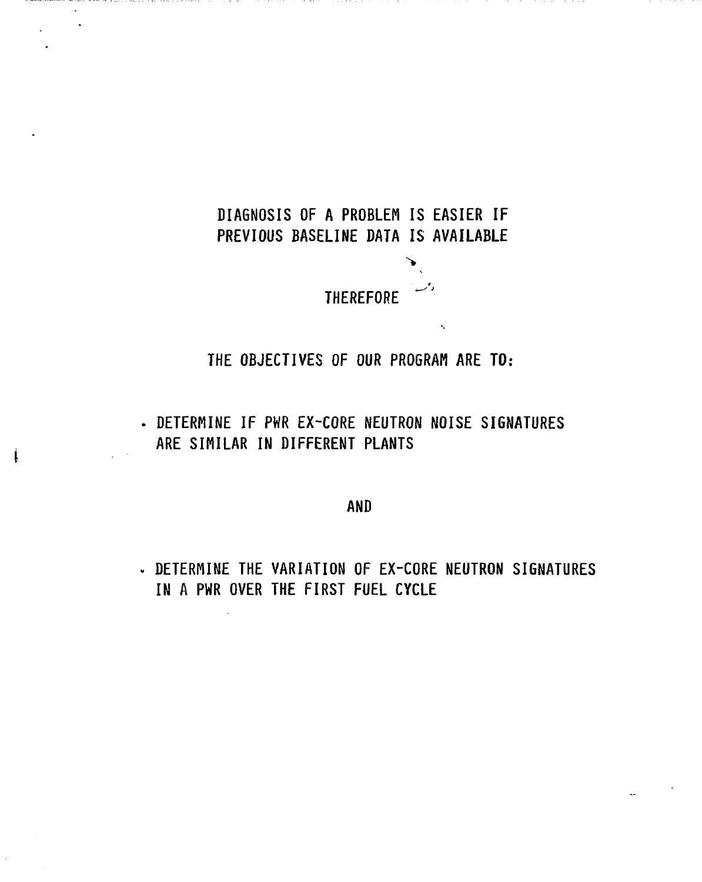DIAGNOSIS OF A PROBLEM IS EASIER IF PREVIOUS BASELINE DATA IS AVAILABLE

THEREFORE

THE OBJECTIVES OF OUR PROGRAM ARE TO:

- DETERMINE IF PWR EX-CORE NEUTRON NOISE SIGNATURES ARE SIMILAR IN DIFFERENT PLANTS

AND

- DETERMINE THE VARIATION OF EX-CORE NEUTRON SIGNATURES IN A PWR OVER THE FIRST FUEL CYCLE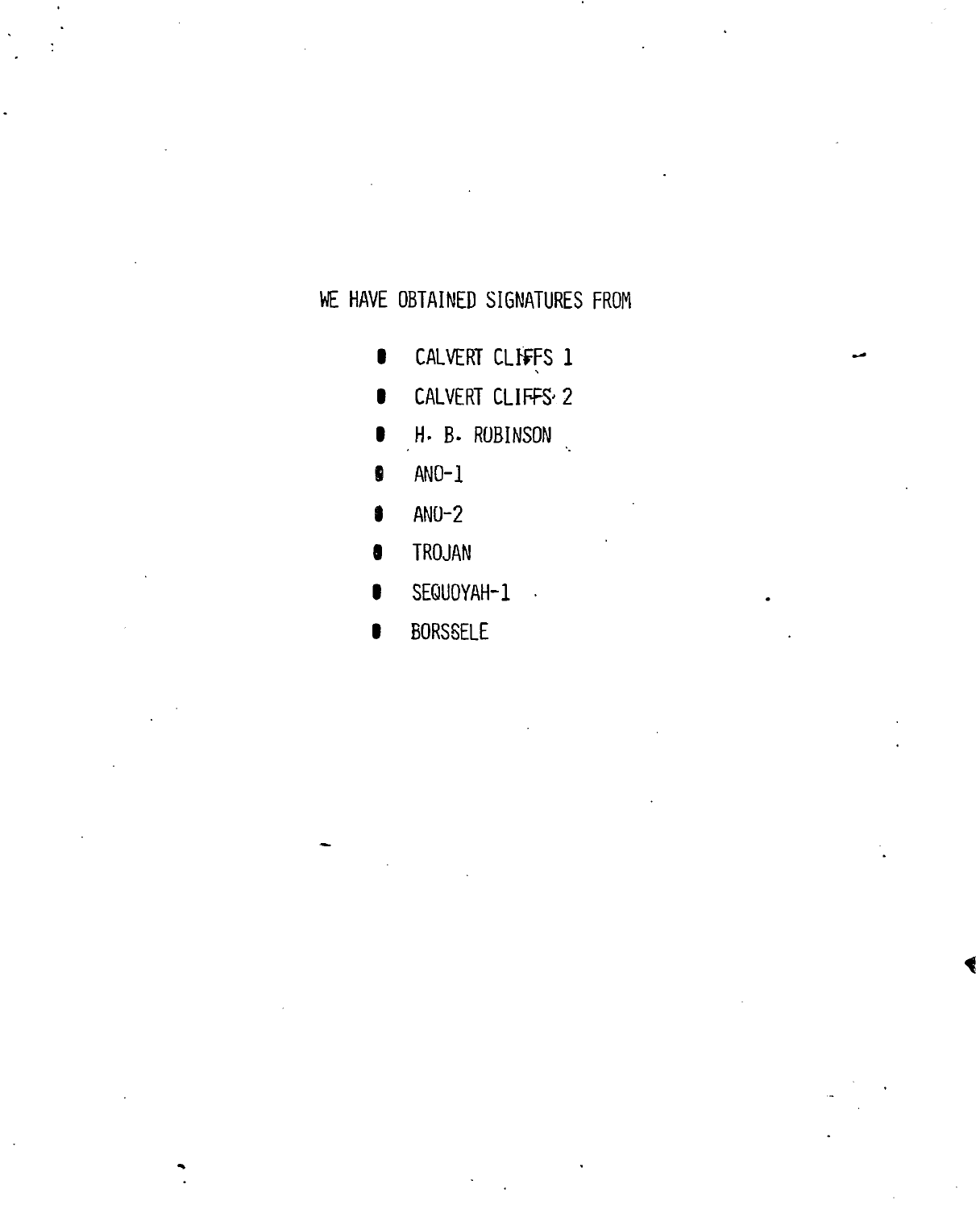WE HAVE OBTAINED SIGNATURES FROM

- CALVERT CLIFFS 1
- CALVERT CLIFFS 2
- H. B. ROBINSON
- ANO-1
- ANO-2
- TROJAN
- SEQUOYAH-1
- BORSSELE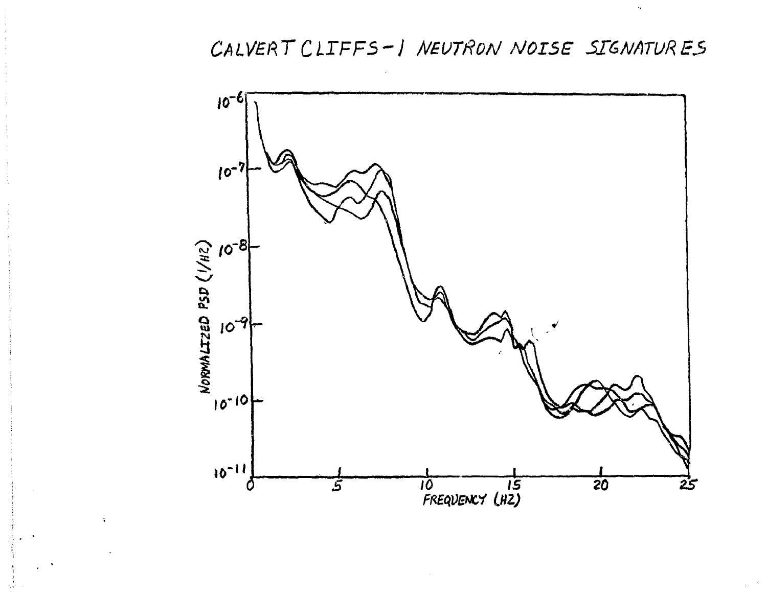CALVERT CLIFFS-1 NEUTRON NOISE SIGNATURES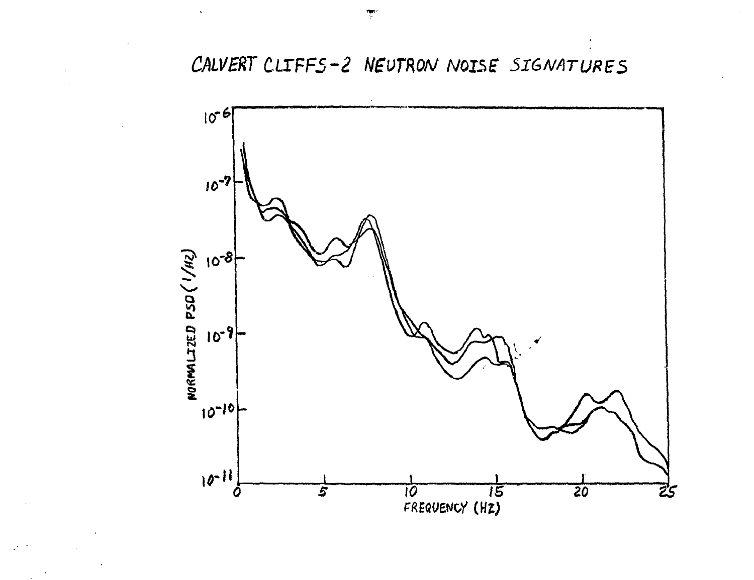CALVERT CLIFFS-2 NEUTRON NOISE SIGNATURES

NORMALIZED PSD (1/HZ)

$10^{-6}$

$10^{-7}$

$10^{-8}$

$10^{-9}$

$10^{-10}$

$10^{-11}$

0 5 10 15 20 25

FREQUENCY (HZ)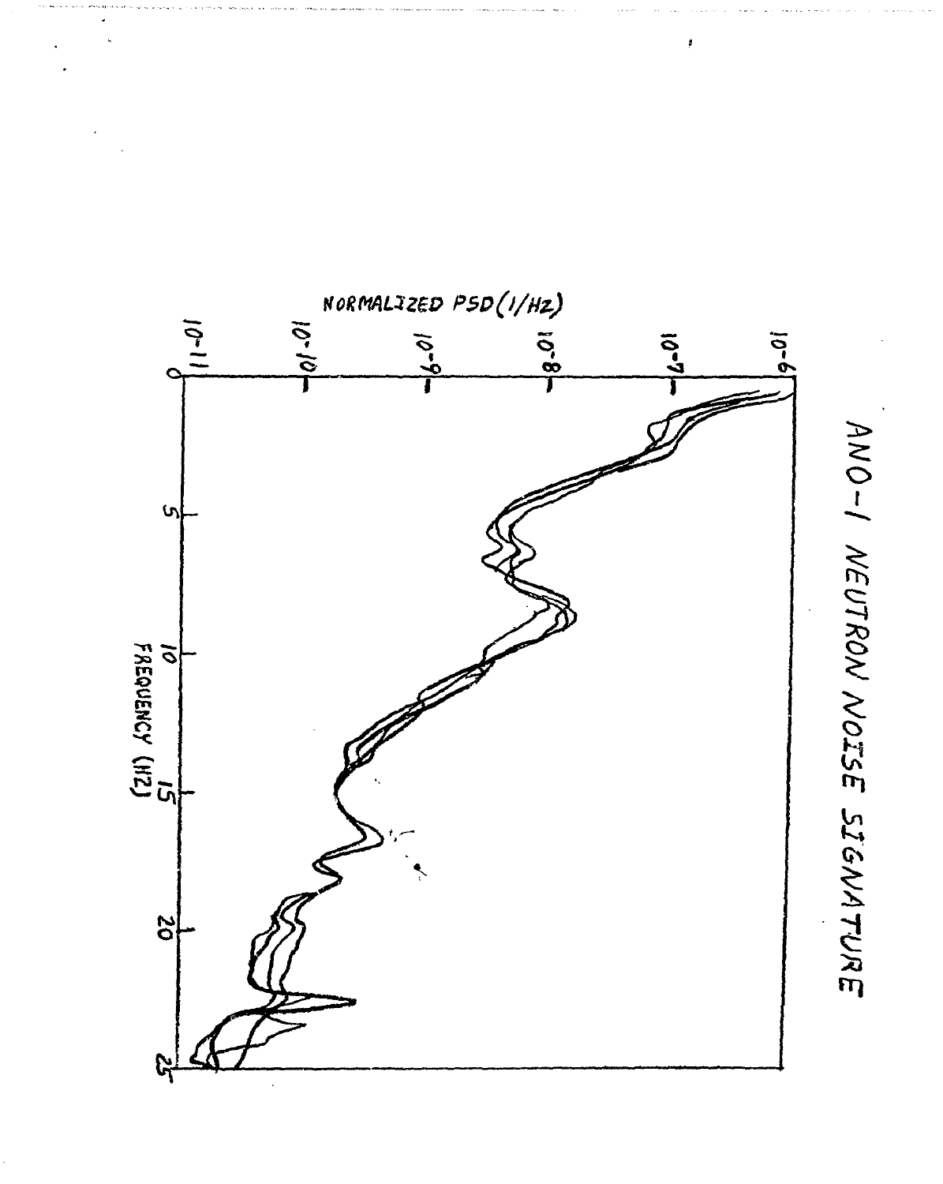# ANO-1 NEUTRON NOISE SIGNATURE

NORMALIZED PSD (1/Hz)

$10^{-6}$

$10^{-7}$

$10^{-8}$

$10^{-9}$

$10^{-10}$

$10^{-11}$

0 5 10 15 20 25

FREQUENCY (HZ)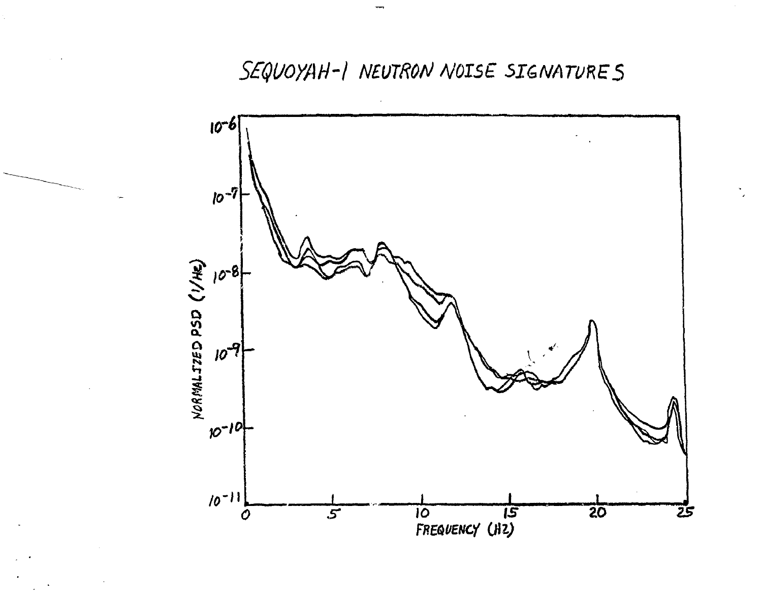SEQUOYAH-1 NEUTRON NOISE SIGNATURES

NORMALIZED PSD (1/Hz)

$10^{-6}$

$10^{-7}$

$10^{-8}$

$10^{-9}$

$10^{-10}$

$10^{-11}$

0 5 10 15 20 25

FREQUENCY (HZ)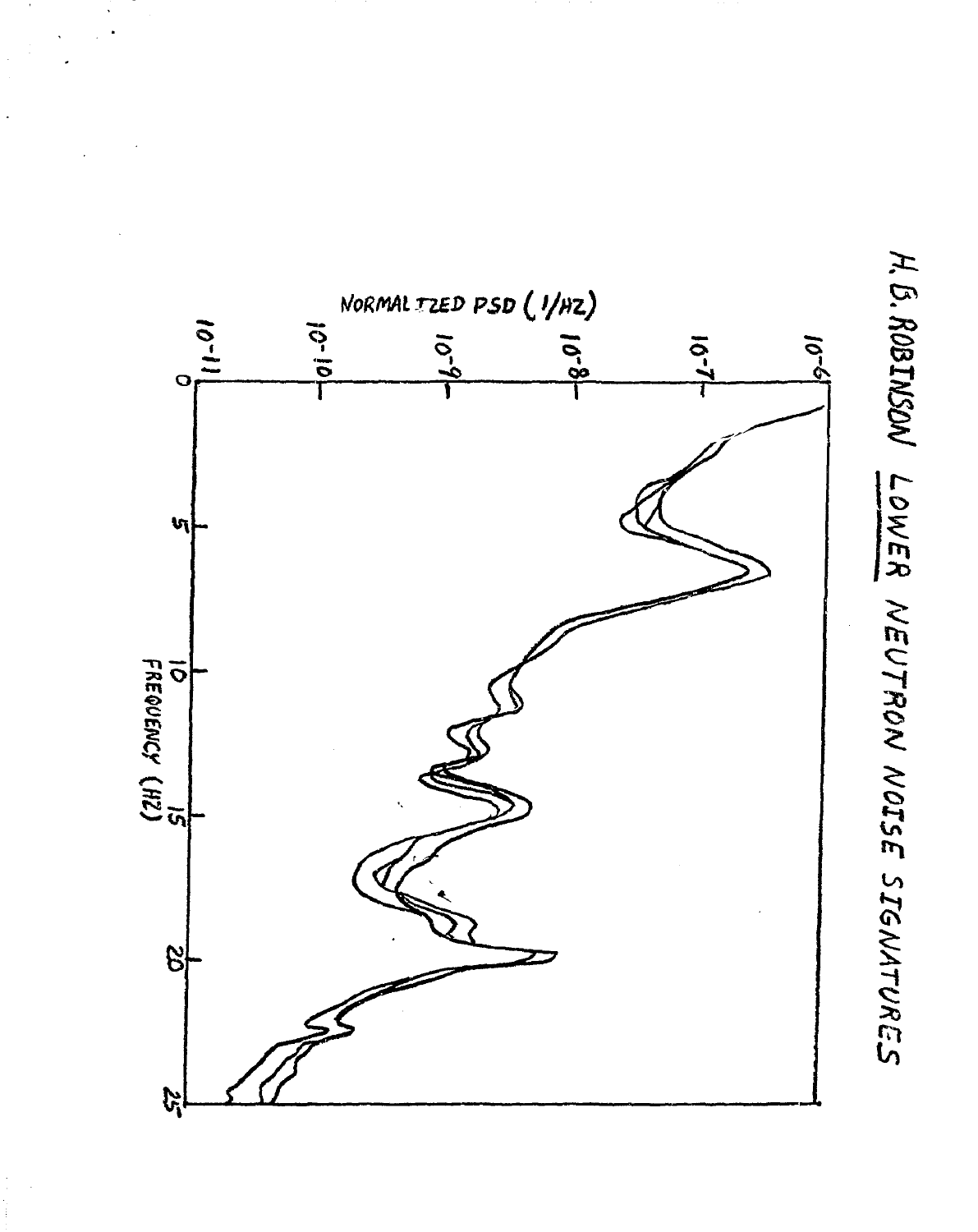H.B. ROBINSON LOWER NEUTRON NOISE SIGNATURES

NORMALIZED PSD (1/HZ)

$10^{-6}$

$10^{-7}$

$10^{-8}$

$10^{-9}$

$10^{-10}$

$10^{-11}$

0 5 10 15 20 25

FREQUENCY (HZ)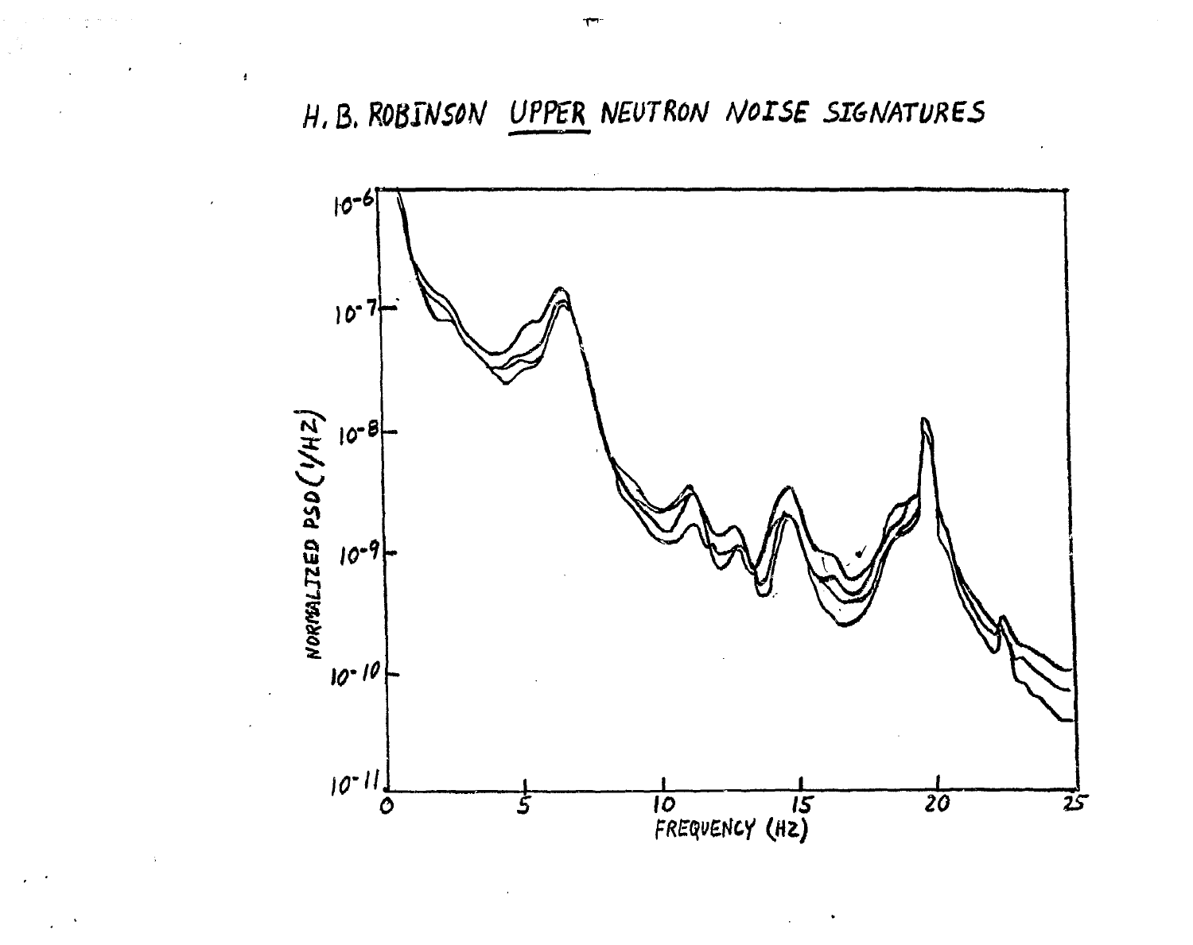H. B. ROBINSON UPPER NEUTRON NOISE SIGNATURES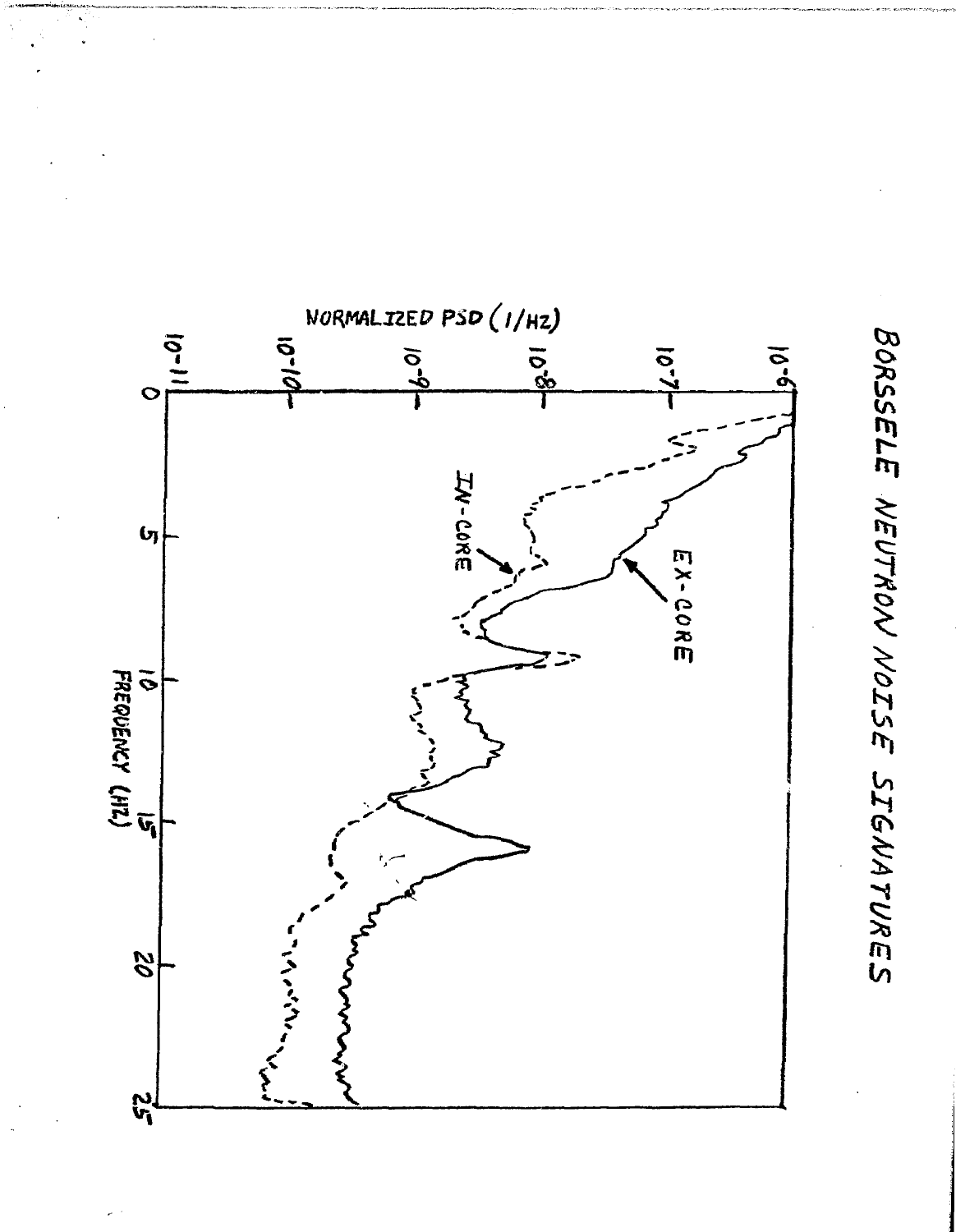# BORSSELE NEUTRON NOISE SIGNATURES

NORMALIZED PSD (1/HZ)

$10^{-6}$

$10^{-7}$

$10^{-8}$

$10^{-9}$

$10^{-10}$

$10^{-11}$

EX-CORE

IN-CORE

0 5 10 15 20 25

FREQUENCY (HZ)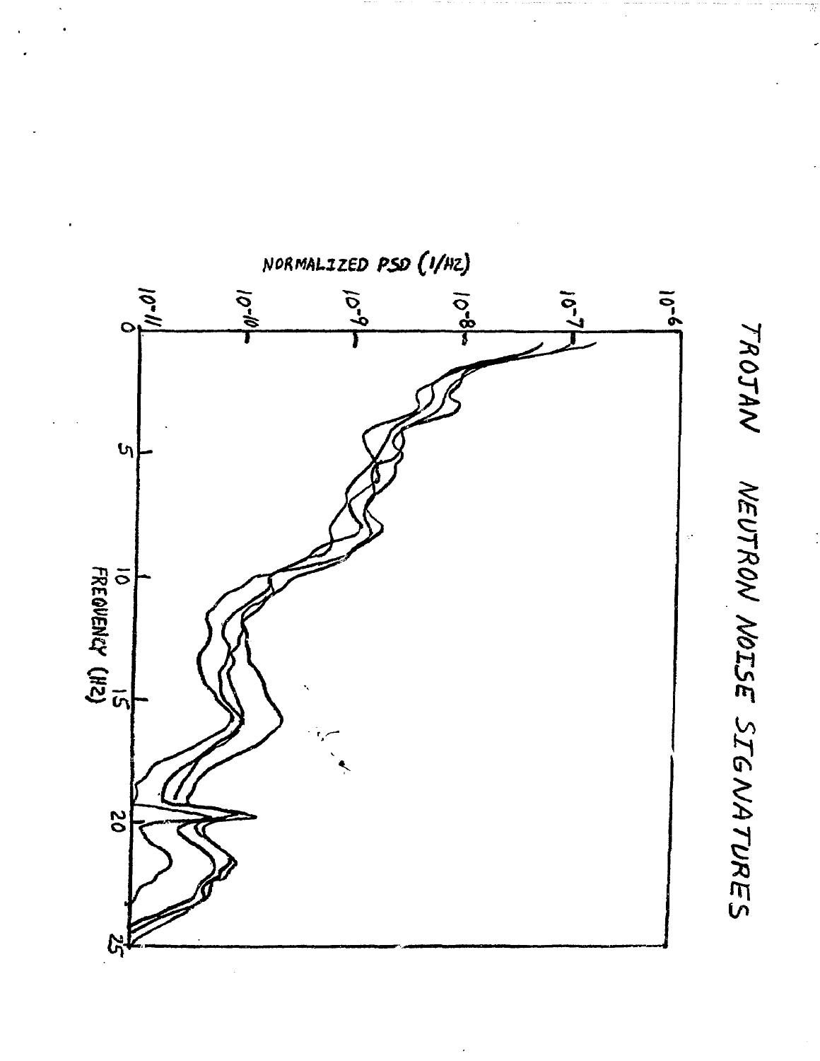# TROJAN NEUTRON NOISE SIGNATURES

NORMALIZED PSD (1/HZ)

$10^{-6}$

$10^{-7}$

$10^{-8}$

$10^{-9}$

$10^{-10}$

$10^{-11}$

0 5 10 15 20 25

FREQUENCY (HZ)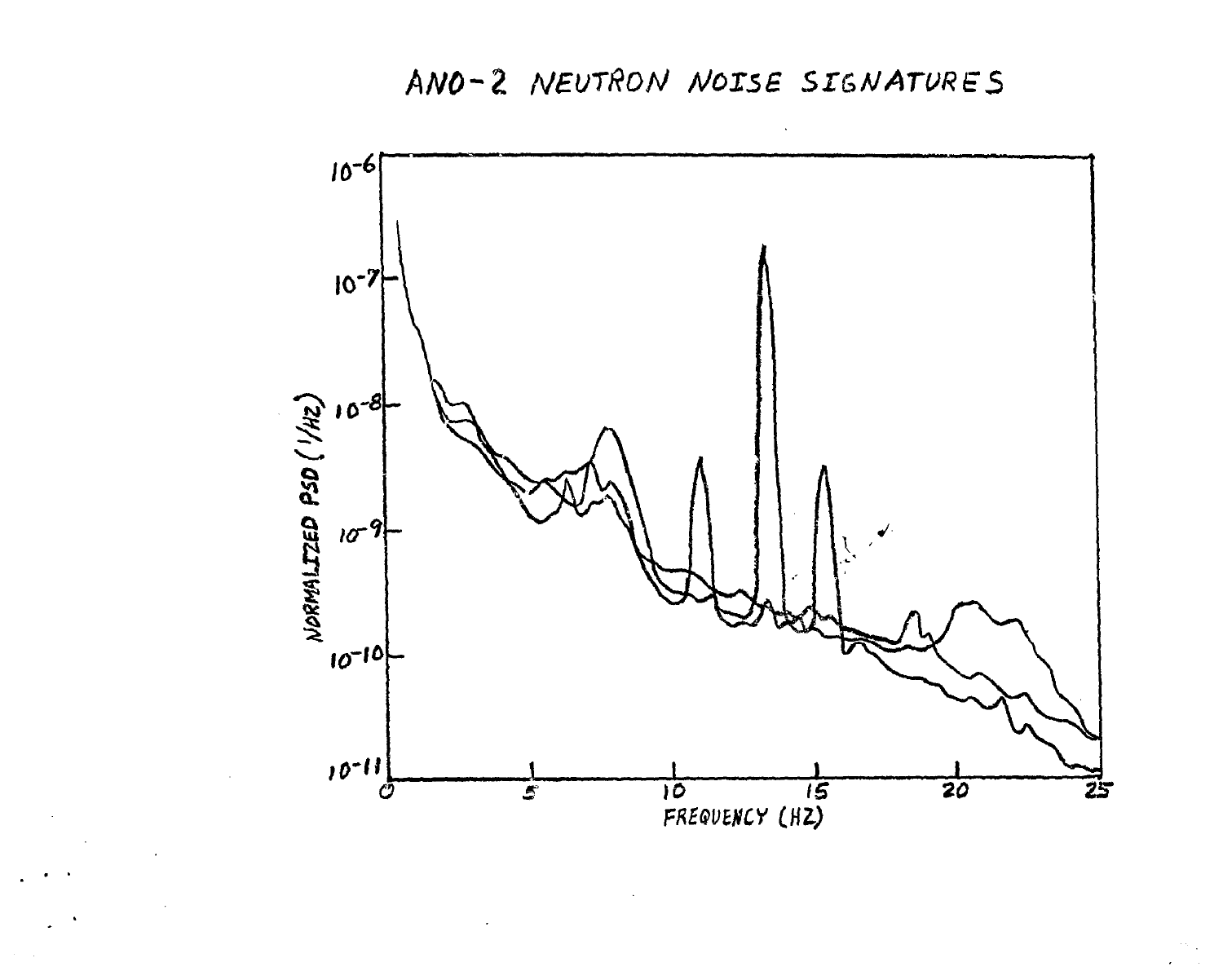# ANO-2 NEUTRON NOISE SIGNATURES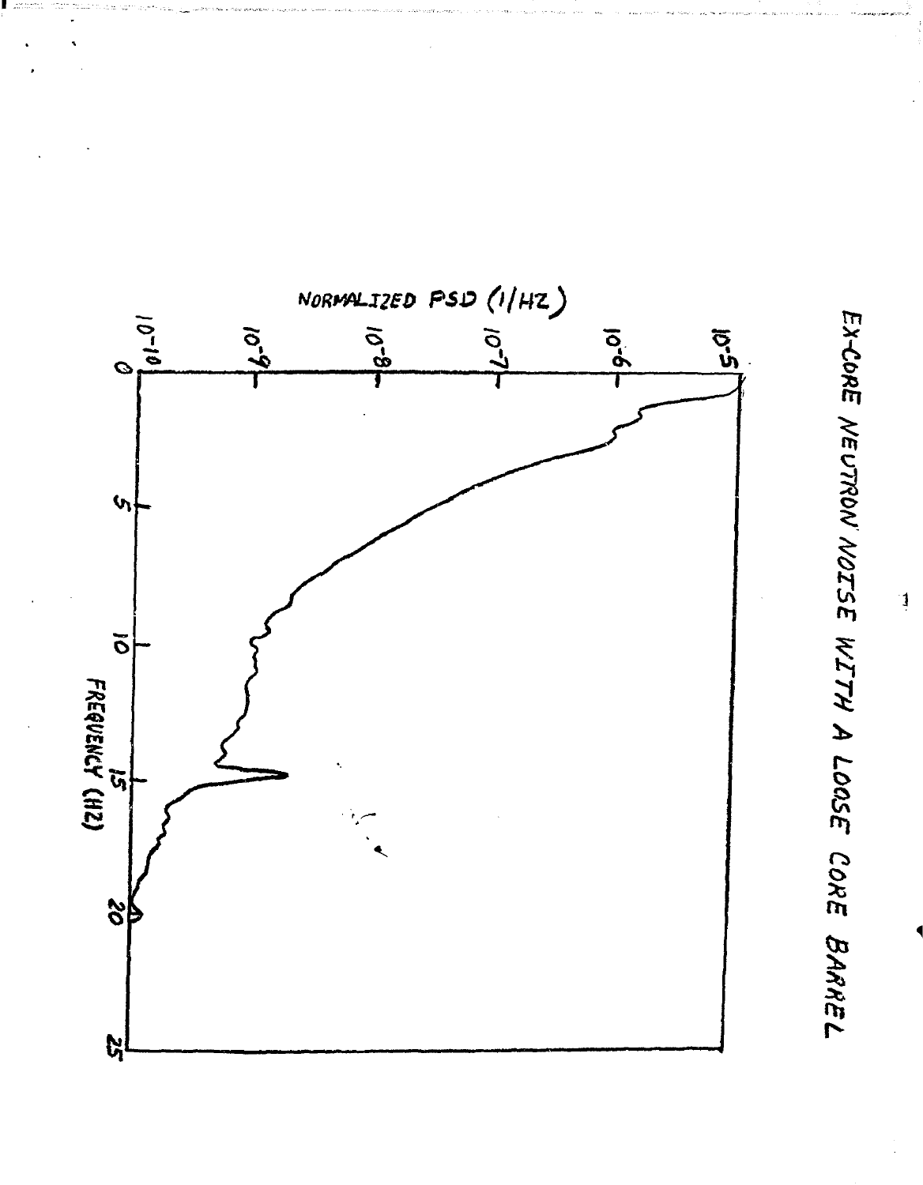EX-CORE NEUTRON NOISE WITH A LOOSE CORE BARREL

NORMALIZED PSD (1/HZ)

$10^{-5}$

$10^{-6}$

$10^{-7}$

$10^{-8}$

$10^{-9}$

$10^{-10}$

0 5 10 15 20 25

FREQUENCY (HZ)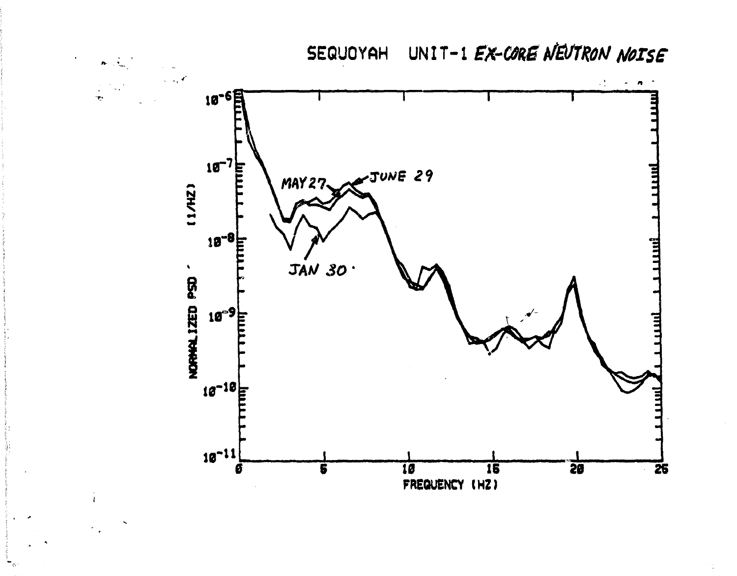SEQUOYAH UNIT-1 *EX-CORE NEUTRON NOISE*

NORMALIZED PSD (1/HZ)

FREQUENCY (HZ)

MAY 27

JUNE 29

JAN 30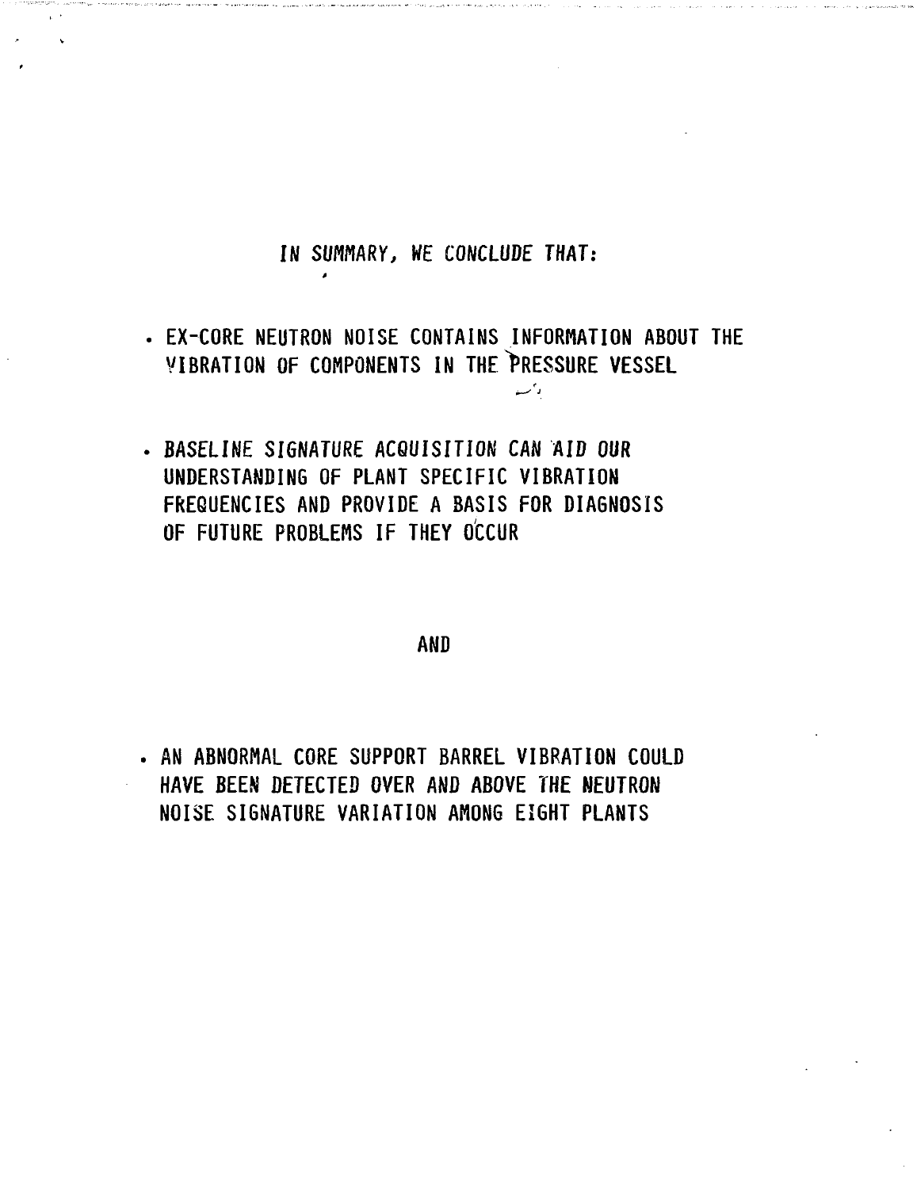*IN SUMMARY, WE CONCLUDE THAT:*

- EX-CORE NEUTRON NOISE CONTAINS INFORMATION ABOUT THE VIBRATION OF COMPONENTS IN THE PRESSURE VESSEL

- *BASELINE SIGNATURE ACQUISITION CAN AID OUR* UNDERSTANDING OF PLANT SPECIFIC VIBRATION FREQUENCIES AND PROVIDE A BASIS FOR DIAGNOSIS OF FUTURE PROBLEMS IF THEY OCCUR

AND

- AN ABNORMAL CORE SUPPORT BARREL VIBRATION COULD HAVE BEEN DETECTED OVER AND ABOVE THE NEUTRON NOISE SIGNATURE VARIATION AMONG EIGHT PLANTS